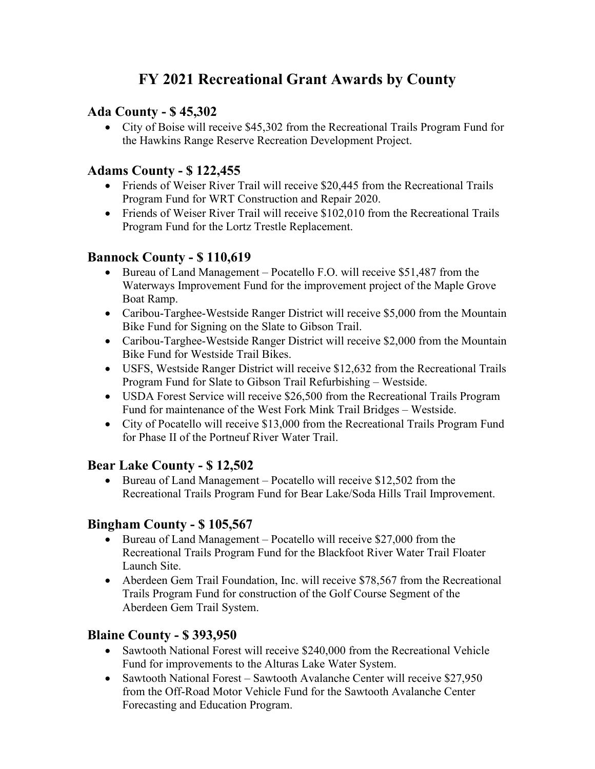# FY 2021 Recreational Grant Awards by County

## Ada County - $ 45,302

- City of Boise will receive $45,302 from the Recreational Trails Program Fund for the Hawkins Range Reserve Recreation Development Project.

## Adams County - $ 122,455

- Friends of Weiser River Trail will receive $20,445 from the Recreational Trails Program Fund for WRT Construction and Repair 2020.
- Friends of Weiser River Trail will receive $102,010 from the Recreational Trails Program Fund for the Lortz Trestle Replacement.

## Bannock County - $ 110,619

- Bureau of Land Management – Pocatello F.O. will receive $51,487 from the Waterways Improvement Fund for the improvement project of the Maple Grove Boat Ramp.
- Caribou-Targhee-Westside Ranger District will receive $5,000 from the Mountain Bike Fund for Signing on the Slate to Gibson Trail.
- Caribou-Targhee-Westside Ranger District will receive $2,000 from the Mountain Bike Fund for Westside Trail Bikes.
- USFS, Westside Ranger District will receive $12,632 from the Recreational Trails Program Fund for Slate to Gibson Trail Refurbishing – Westside.
- USDA Forest Service will receive $26,500 from the Recreational Trails Program Fund for maintenance of the West Fork Mink Trail Bridges – Westside.
- City of Pocatello will receive $13,000 from the Recreational Trails Program Fund for Phase II of the Portneuf River Water Trail.

## Bear Lake County - $ 12,502

- Bureau of Land Management – Pocatello will receive $12,502 from the Recreational Trails Program Fund for Bear Lake/Soda Hills Trail Improvement.

## Bingham County - $ 105,567

- Bureau of Land Management – Pocatello will receive $27,000 from the Recreational Trails Program Fund for the Blackfoot River Water Trail Floater Launch Site.
- Aberdeen Gem Trail Foundation, Inc. will receive $78,567 from the Recreational Trails Program Fund for construction of the Golf Course Segment of the Aberdeen Gem Trail System.

## Blaine County - $ 393,950

- Sawtooth National Forest will receive $240,000 from the Recreational Vehicle Fund for improvements to the Alturas Lake Water System.
- Sawtooth National Forest – Sawtooth Avalanche Center will receive $27,950 from the Off-Road Motor Vehicle Fund for the Sawtooth Avalanche Center Forecasting and Education Program.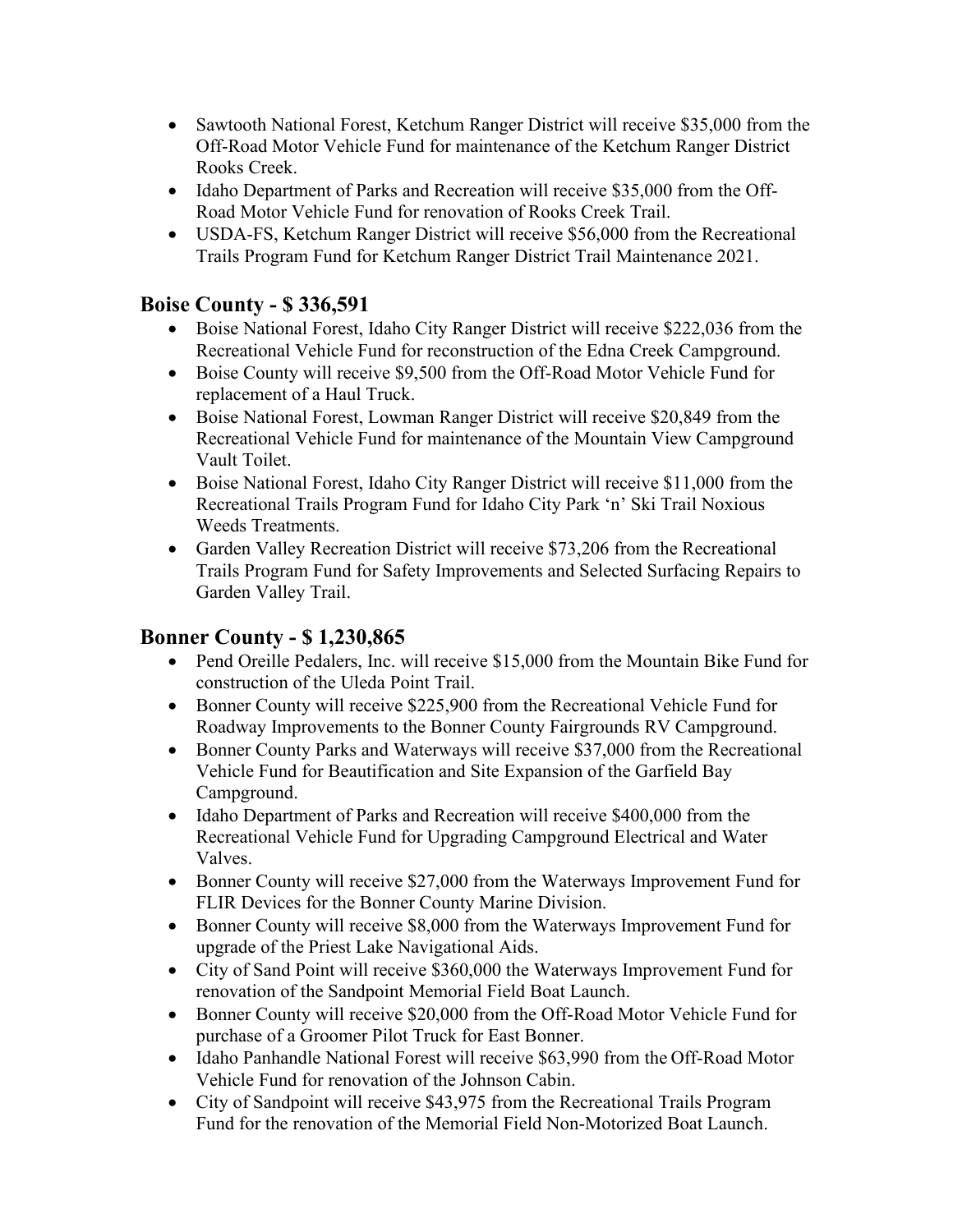- Sawtooth National Forest, Ketchum Ranger District will receive $35,000 from the Off-Road Motor Vehicle Fund for maintenance of the Ketchum Ranger District Rooks Creek.
- Idaho Department of Parks and Recreation will receive $35,000 from the Off-Road Motor Vehicle Fund for renovation of Rooks Creek Trail.
- USDA-FS, Ketchum Ranger District will receive $56,000 from the Recreational Trails Program Fund for Ketchum Ranger District Trail Maintenance 2021.

## Boise County - $ 336,591

- Boise National Forest, Idaho City Ranger District will receive $222,036 from the Recreational Vehicle Fund for reconstruction of the Edna Creek Campground.
- Boise County will receive $9,500 from the Off-Road Motor Vehicle Fund for replacement of a Haul Truck.
- Boise National Forest, Lowman Ranger District will receive $20,849 from the Recreational Vehicle Fund for maintenance of the Mountain View Campground Vault Toilet.
- Boise National Forest, Idaho City Ranger District will receive $11,000 from the Recreational Trails Program Fund for Idaho City Park 'n' Ski Trail Noxious Weeds Treatments.
- Garden Valley Recreation District will receive $73,206 from the Recreational Trails Program Fund for Safety Improvements and Selected Surfacing Repairs to Garden Valley Trail.

## Bonner County - $ 1,230,865

- Pend Oreille Pedalers, Inc. will receive $15,000 from the Mountain Bike Fund for construction of the Uleda Point Trail.
- Bonner County will receive $225,900 from the Recreational Vehicle Fund for Roadway Improvements to the Bonner County Fairgrounds RV Campground.
- Bonner County Parks and Waterways will receive $37,000 from the Recreational Vehicle Fund for Beautification and Site Expansion of the Garfield Bay Campground.
- Idaho Department of Parks and Recreation will receive $400,000 from the Recreational Vehicle Fund for Upgrading Campground Electrical and Water Valves.
- Bonner County will receive $27,000 from the Waterways Improvement Fund for FLIR Devices for the Bonner County Marine Division.
- Bonner County will receive $8,000 from the Waterways Improvement Fund for upgrade of the Priest Lake Navigational Aids.
- City of Sand Point will receive $360,000 the Waterways Improvement Fund for renovation of the Sandpoint Memorial Field Boat Launch.
- Bonner County will receive $20,000 from the Off-Road Motor Vehicle Fund for purchase of a Groomer Pilot Truck for East Bonner.
- Idaho Panhandle National Forest will receive $63,990 from the Off-Road Motor Vehicle Fund for renovation of the Johnson Cabin.
- City of Sandpoint will receive $43,975 from the Recreational Trails Program Fund for the renovation of the Memorial Field Non-Motorized Boat Launch.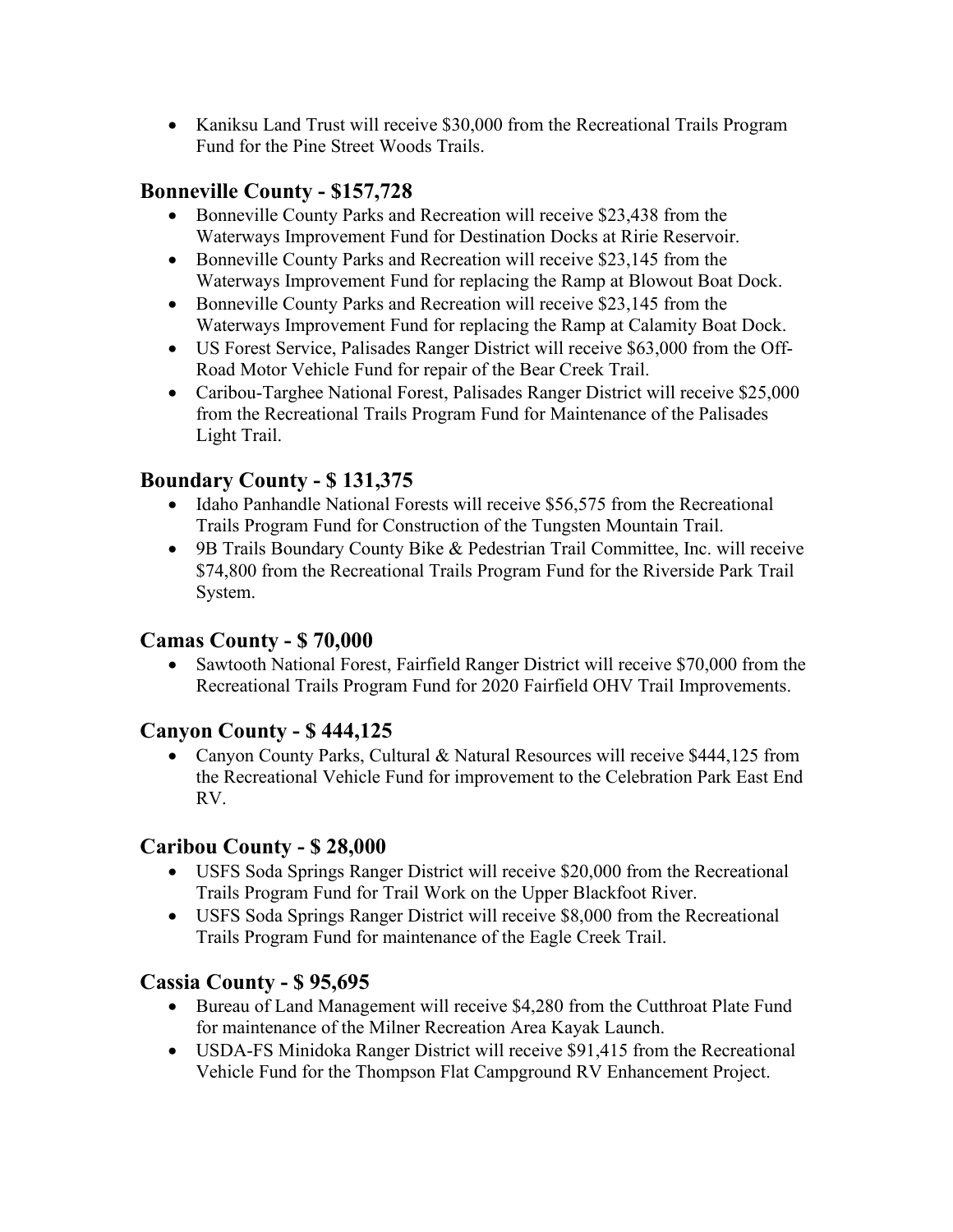- Kaniksu Land Trust will receive $30,000 from the Recreational Trails Program Fund for the Pine Street Woods Trails.

## Bonneville County - $157,728

- Bonneville County Parks and Recreation will receive $23,438 from the Waterways Improvement Fund for Destination Docks at Ririe Reservoir.
- Bonneville County Parks and Recreation will receive $23,145 from the Waterways Improvement Fund for replacing the Ramp at Blowout Boat Dock.
- Bonneville County Parks and Recreation will receive $23,145 from the Waterways Improvement Fund for replacing the Ramp at Calamity Boat Dock.
- US Forest Service, Palisades Ranger District will receive $63,000 from the Off-Road Motor Vehicle Fund for repair of the Bear Creek Trail.
- Caribou-Targhee National Forest, Palisades Ranger District will receive $25,000 from the Recreational Trails Program Fund for Maintenance of the Palisades Light Trail.

## Boundary County - $ 131,375

- Idaho Panhandle National Forests will receive $56,575 from the Recreational Trails Program Fund for Construction of the Tungsten Mountain Trail.
- 9B Trails Boundary County Bike & Pedestrian Trail Committee, Inc. will receive $74,800 from the Recreational Trails Program Fund for the Riverside Park Trail System.

## Camas County - $ 70,000

- Sawtooth National Forest, Fairfield Ranger District will receive $70,000 from the Recreational Trails Program Fund for 2020 Fairfield OHV Trail Improvements.

## Canyon County - $ 444,125

- Canyon County Parks, Cultural & Natural Resources will receive $444,125 from the Recreational Vehicle Fund for improvement to the Celebration Park East End RV.

## Caribou County - $ 28,000

- USFS Soda Springs Ranger District will receive $20,000 from the Recreational Trails Program Fund for Trail Work on the Upper Blackfoot River.
- USFS Soda Springs Ranger District will receive $8,000 from the Recreational Trails Program Fund for maintenance of the Eagle Creek Trail.

## Cassia County - $ 95,695

- Bureau of Land Management will receive $4,280 from the Cutthroat Plate Fund for maintenance of the Milner Recreation Area Kayak Launch.
- USDA-FS Minidoka Ranger District will receive $91,415 from the Recreational Vehicle Fund for the Thompson Flat Campground RV Enhancement Project.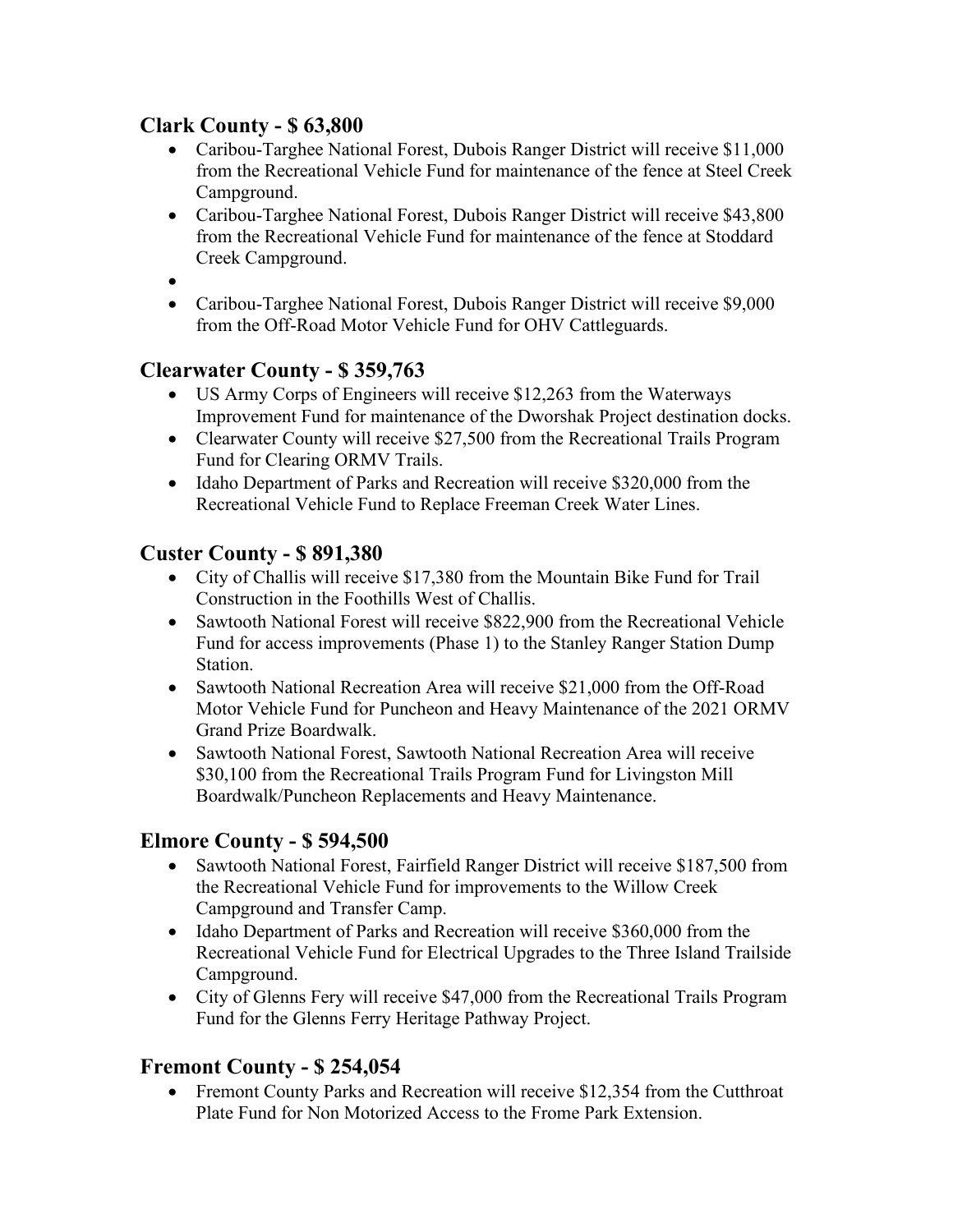## Clark County - $ 63,800

- Caribou-Targhee National Forest, Dubois Ranger District will receive $11,000 from the Recreational Vehicle Fund for maintenance of the fence at Steel Creek Campground.
- Caribou-Targhee National Forest, Dubois Ranger District will receive $43,800 from the Recreational Vehicle Fund for maintenance of the fence at Stoddard Creek Campground.
- 
- Caribou-Targhee National Forest, Dubois Ranger District will receive $9,000 from the Off-Road Motor Vehicle Fund for OHV Cattleguards.

## Clearwater County - $ 359,763

- US Army Corps of Engineers will receive $12,263 from the Waterways Improvement Fund for maintenance of the Dworshak Project destination docks.
- Clearwater County will receive $27,500 from the Recreational Trails Program Fund for Clearing ORMV Trails.
- Idaho Department of Parks and Recreation will receive $320,000 from the Recreational Vehicle Fund to Replace Freeman Creek Water Lines.

## Custer County - $ 891,380

- City of Challis will receive $17,380 from the Mountain Bike Fund for Trail Construction in the Foothills West of Challis.
- Sawtooth National Forest will receive $822,900 from the Recreational Vehicle Fund for access improvements (Phase 1) to the Stanley Ranger Station Dump Station.
- Sawtooth National Recreation Area will receive $21,000 from the Off-Road Motor Vehicle Fund for Puncheon and Heavy Maintenance of the 2021 ORMV Grand Prize Boardwalk.
- Sawtooth National Forest, Sawtooth National Recreation Area will receive $30,100 from the Recreational Trails Program Fund for Livingston Mill Boardwalk/Puncheon Replacements and Heavy Maintenance.

## Elmore County - $ 594,500

- Sawtooth National Forest, Fairfield Ranger District will receive $187,500 from the Recreational Vehicle Fund for improvements to the Willow Creek Campground and Transfer Camp.
- Idaho Department of Parks and Recreation will receive $360,000 from the Recreational Vehicle Fund for Electrical Upgrades to the Three Island Trailside Campground.
- City of Glenns Fery will receive $47,000 from the Recreational Trails Program Fund for the Glenns Ferry Heritage Pathway Project.

## Fremont County - $ 254,054

- Fremont County Parks and Recreation will receive $12,354 from the Cutthroat Plate Fund for Non Motorized Access to the Frome Park Extension.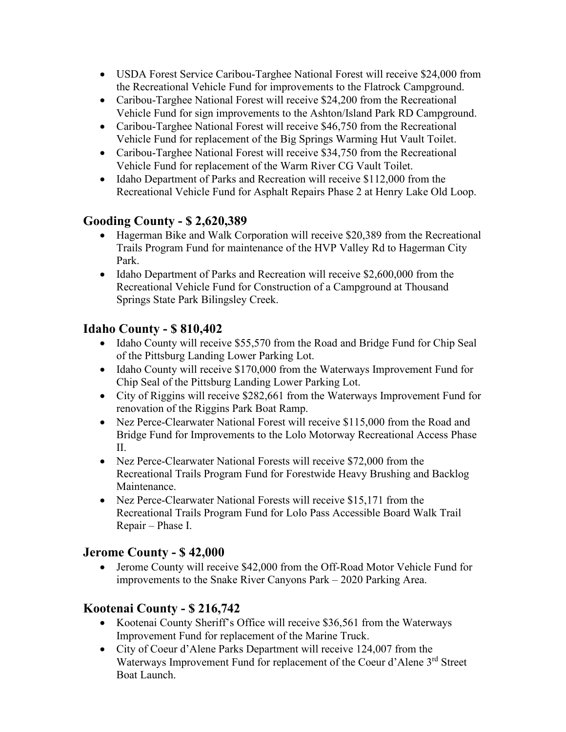- USDA Forest Service Caribou-Targhee National Forest will receive $24,000 from the Recreational Vehicle Fund for improvements to the Flatrock Campground.
- Caribou-Targhee National Forest will receive $24,200 from the Recreational Vehicle Fund for sign improvements to the Ashton/Island Park RD Campground.
- Caribou-Targhee National Forest will receive $46,750 from the Recreational Vehicle Fund for replacement of the Big Springs Warming Hut Vault Toilet.
- Caribou-Targhee National Forest will receive $34,750 from the Recreational Vehicle Fund for replacement of the Warm River CG Vault Toilet.
- Idaho Department of Parks and Recreation will receive $112,000 from the Recreational Vehicle Fund for Asphalt Repairs Phase 2 at Henry Lake Old Loop.

## Gooding County - $ 2,620,389

- Hagerman Bike and Walk Corporation will receive $20,389 from the Recreational Trails Program Fund for maintenance of the HVP Valley Rd to Hagerman City Park.
- Idaho Department of Parks and Recreation will receive $2,600,000 from the Recreational Vehicle Fund for Construction of a Campground at Thousand Springs State Park Bilingsley Creek.

## Idaho County - $ 810,402

- Idaho County will receive $55,570 from the Road and Bridge Fund for Chip Seal of the Pittsburg Landing Lower Parking Lot.
- Idaho County will receive $170,000 from the Waterways Improvement Fund for Chip Seal of the Pittsburg Landing Lower Parking Lot.
- City of Riggins will receive $282,661 from the Waterways Improvement Fund for renovation of the Riggins Park Boat Ramp.
- Nez Perce-Clearwater National Forest will receive $115,000 from the Road and Bridge Fund for Improvements to the Lolo Motorway Recreational Access Phase II.
- Nez Perce-Clearwater National Forests will receive $72,000 from the Recreational Trails Program Fund for Forestwide Heavy Brushing and Backlog Maintenance.
- Nez Perce-Clearwater National Forests will receive $15,171 from the Recreational Trails Program Fund for Lolo Pass Accessible Board Walk Trail Repair – Phase I.

## Jerome County - $ 42,000

- Jerome County will receive $42,000 from the Off-Road Motor Vehicle Fund for improvements to the Snake River Canyons Park – 2020 Parking Area.

## Kootenai County - $ 216,742

- Kootenai County Sheriff's Office will receive $36,561 from the Waterways Improvement Fund for replacement of the Marine Truck.
- City of Coeur d'Alene Parks Department will receive 124,007 from the Waterways Improvement Fund for replacement of the Coeur d'Alene 3rd Street Boat Launch.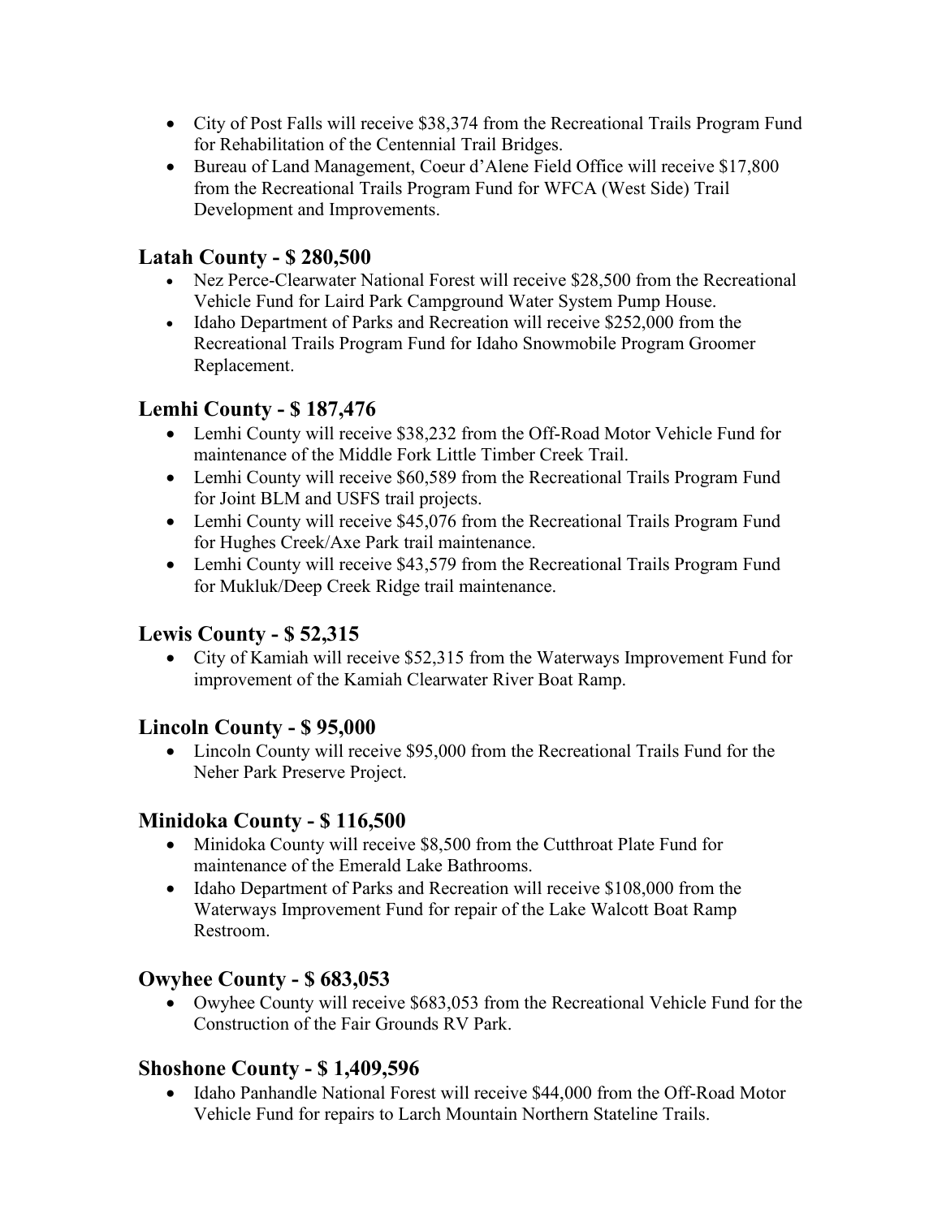- City of Post Falls will receive $38,374 from the Recreational Trails Program Fund for Rehabilitation of the Centennial Trail Bridges.
- Bureau of Land Management, Coeur d'Alene Field Office will receive $17,800 from the Recreational Trails Program Fund for WFCA (West Side) Trail Development and Improvements.

## Latah County - $ 280,500

- Nez Perce-Clearwater National Forest will receive $28,500 from the Recreational Vehicle Fund for Laird Park Campground Water System Pump House.
- Idaho Department of Parks and Recreation will receive $252,000 from the Recreational Trails Program Fund for Idaho Snowmobile Program Groomer Replacement.

## Lemhi County - $ 187,476

- Lemhi County will receive $38,232 from the Off-Road Motor Vehicle Fund for maintenance of the Middle Fork Little Timber Creek Trail.
- Lemhi County will receive $60,589 from the Recreational Trails Program Fund for Joint BLM and USFS trail projects.
- Lemhi County will receive $45,076 from the Recreational Trails Program Fund for Hughes Creek/Axe Park trail maintenance.
- Lemhi County will receive $43,579 from the Recreational Trails Program Fund for Mukluk/Deep Creek Ridge trail maintenance.

## Lewis County - $ 52,315

- City of Kamiah will receive $52,315 from the Waterways Improvement Fund for improvement of the Kamiah Clearwater River Boat Ramp.

## Lincoln County - $ 95,000

- Lincoln County will receive $95,000 from the Recreational Trails Fund for the Neher Park Preserve Project.

## Minidoka County - $ 116,500

- Minidoka County will receive $8,500 from the Cutthroat Plate Fund for maintenance of the Emerald Lake Bathrooms.
- Idaho Department of Parks and Recreation will receive $108,000 from the Waterways Improvement Fund for repair of the Lake Walcott Boat Ramp Restroom.

## Owyhee County - $ 683,053

- Owyhee County will receive $683,053 from the Recreational Vehicle Fund for the Construction of the Fair Grounds RV Park.

## Shoshone County - $ 1,409,596

- Idaho Panhandle National Forest will receive $44,000 from the Off-Road Motor Vehicle Fund for repairs to Larch Mountain Northern Stateline Trails.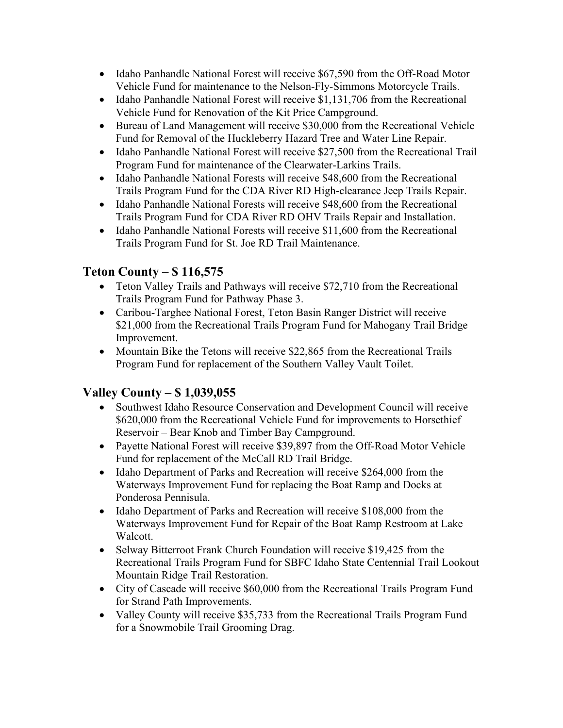- Idaho Panhandle National Forest will receive $67,590 from the Off-Road Motor Vehicle Fund for maintenance to the Nelson-Fly-Simmons Motorcycle Trails.
- Idaho Panhandle National Forest will receive $1,131,706 from the Recreational Vehicle Fund for Renovation of the Kit Price Campground.
- Bureau of Land Management will receive $30,000 from the Recreational Vehicle Fund for Removal of the Huckleberry Hazard Tree and Water Line Repair.
- Idaho Panhandle National Forest will receive $27,500 from the Recreational Trail Program Fund for maintenance of the Clearwater-Larkins Trails.
- Idaho Panhandle National Forests will receive $48,600 from the Recreational Trails Program Fund for the CDA River RD High-clearance Jeep Trails Repair.
- Idaho Panhandle National Forests will receive $48,600 from the Recreational Trails Program Fund for CDA River RD OHV Trails Repair and Installation.
- Idaho Panhandle National Forests will receive $11,600 from the Recreational Trails Program Fund for St. Joe RD Trail Maintenance.

## Teton County – $ 116,575

- Teton Valley Trails and Pathways will receive $72,710 from the Recreational Trails Program Fund for Pathway Phase 3.
- Caribou-Targhee National Forest, Teton Basin Ranger District will receive $21,000 from the Recreational Trails Program Fund for Mahogany Trail Bridge Improvement.
- Mountain Bike the Tetons will receive $22,865 from the Recreational Trails Program Fund for replacement of the Southern Valley Vault Toilet.

## Valley County – $ 1,039,055

- Southwest Idaho Resource Conservation and Development Council will receive $620,000 from the Recreational Vehicle Fund for improvements to Horsethief Reservoir – Bear Knob and Timber Bay Campground.
- Payette National Forest will receive $39,897 from the Off-Road Motor Vehicle Fund for replacement of the McCall RD Trail Bridge.
- Idaho Department of Parks and Recreation will receive $264,000 from the Waterways Improvement Fund for replacing the Boat Ramp and Docks at Ponderosa Pennisula.
- Idaho Department of Parks and Recreation will receive $108,000 from the Waterways Improvement Fund for Repair of the Boat Ramp Restroom at Lake Walcott.
- Selway Bitterroot Frank Church Foundation will receive $19,425 from the Recreational Trails Program Fund for SBFC Idaho State Centennial Trail Lookout Mountain Ridge Trail Restoration.
- City of Cascade will receive $60,000 from the Recreational Trails Program Fund for Strand Path Improvements.
- Valley County will receive $35,733 from the Recreational Trails Program Fund for a Snowmobile Trail Grooming Drag.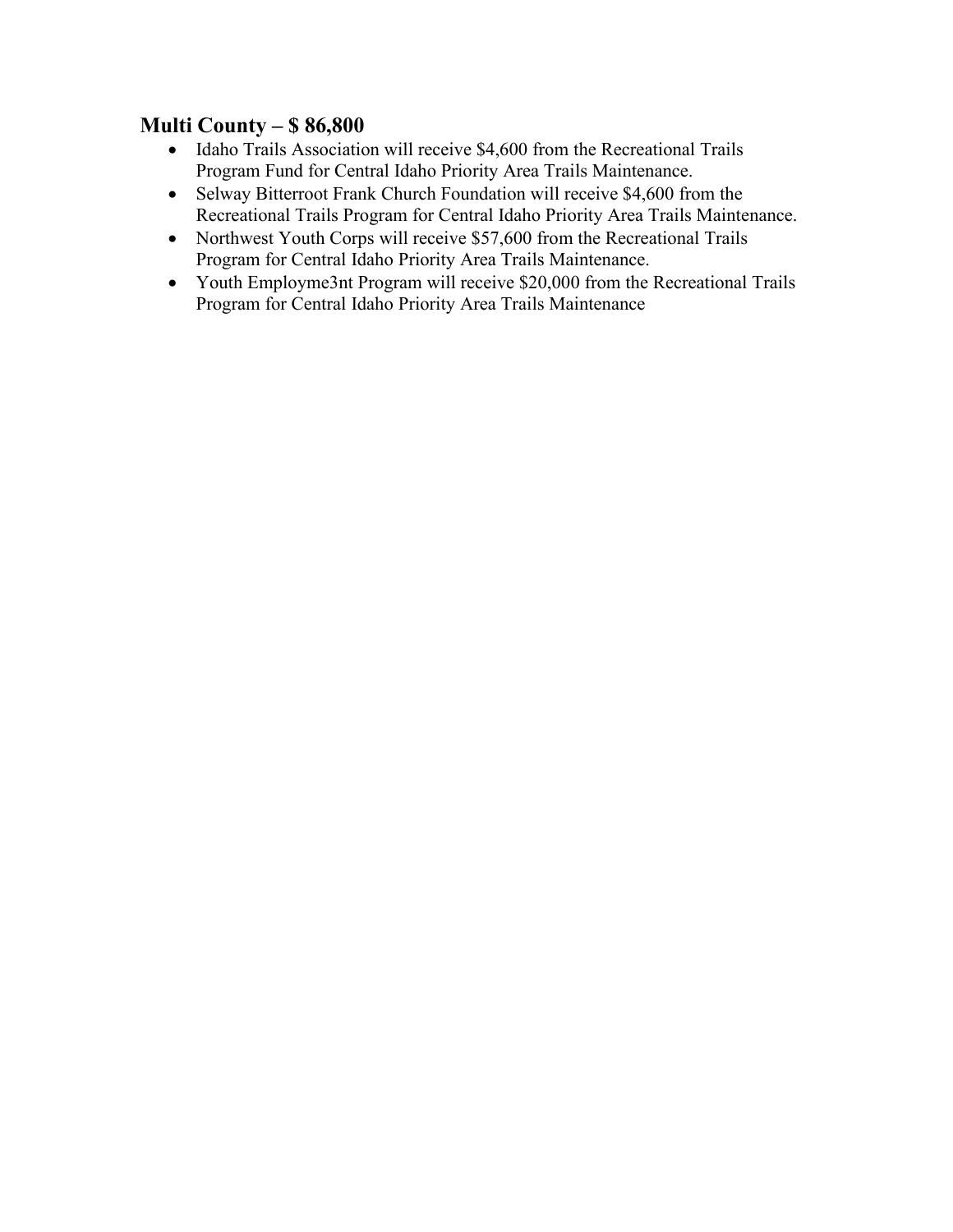## Multi County – $ 86,800

- Idaho Trails Association will receive $4,600 from the Recreational Trails Program Fund for Central Idaho Priority Area Trails Maintenance.
- Selway Bitterroot Frank Church Foundation will receive $4,600 from the Recreational Trails Program for Central Idaho Priority Area Trails Maintenance.
- Northwest Youth Corps will receive $57,600 from the Recreational Trails Program for Central Idaho Priority Area Trails Maintenance.
- Youth Employme3nt Program will receive $20,000 from the Recreational Trails Program for Central Idaho Priority Area Trails Maintenance